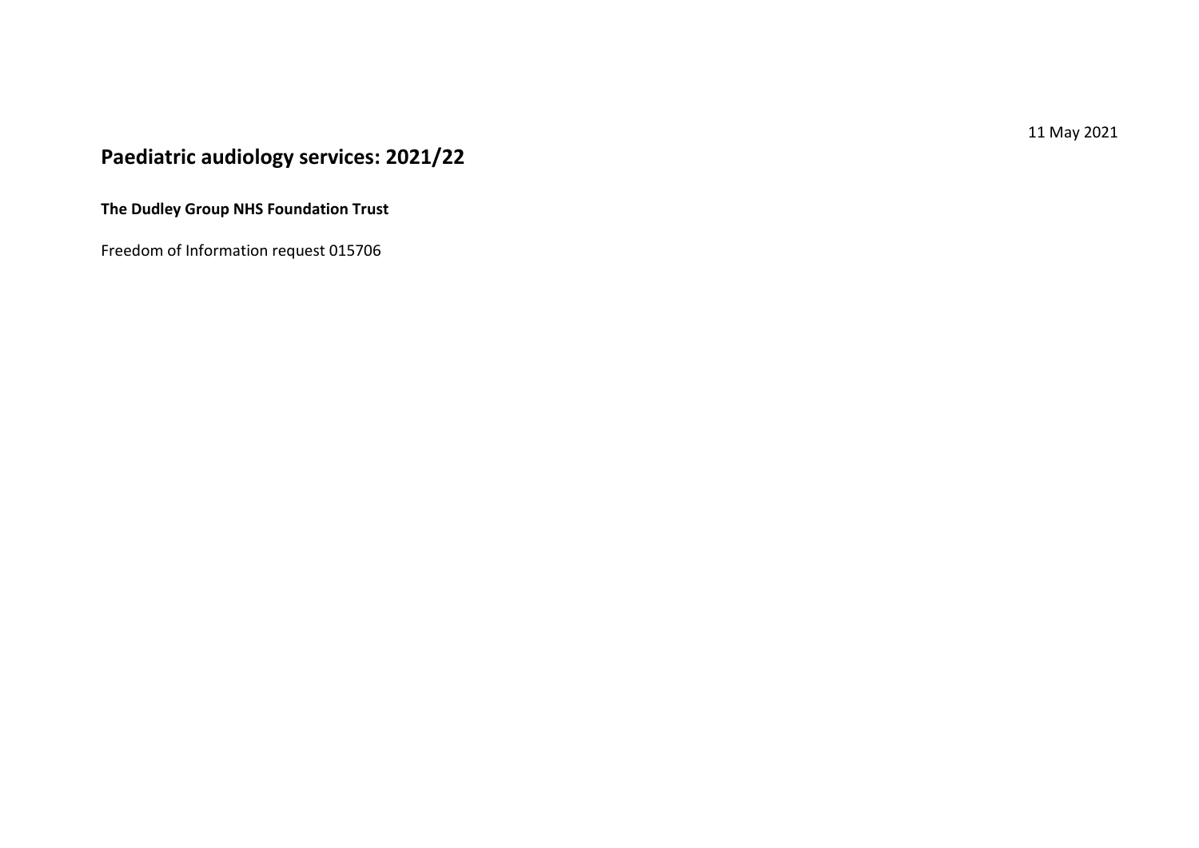11 May 2021

# Paediatric audiology services: 2021/22

**The Dudley Group NHS Foundation Trust**

Freedom of Information request 015706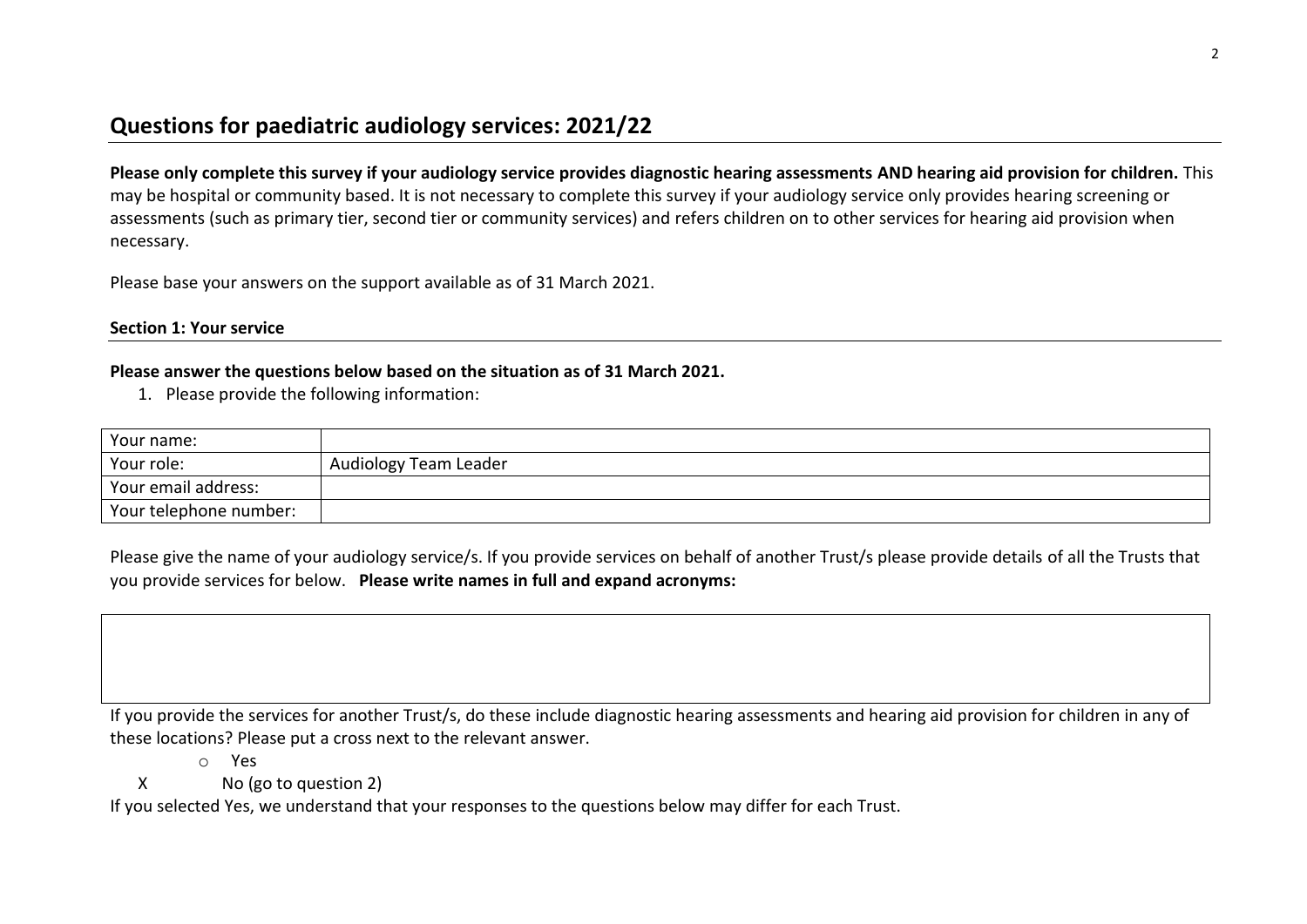## Questions for paediatric audiology services: 2021/22

**Please only complete this survey if your audiology service provides diagnostic hearing assessments AND hearing aid provision for children.** This may be hospital or community based. It is not necessary to complete this survey if your audiology service only provides hearing screening or assessments (such as primary tier, second tier or community services) and refers children on to other services for hearing aid provision when necessary.

Please base your answers on the support available as of 31 March 2021.

**Section 1: Your service**

**Please answer the questions below based on the situation as of 31 March 2021.**

1. Please provide the following information:

| | |
|---|---|
| Your name: | |
| Your role: | Audiology Team Leader |
| Your email address: | |
| Your telephone number: | |

Please give the name of your audiology service/s. If you provide services on behalf of another Trust/s please provide details of all the Trusts that you provide services for below. **Please write names in full and expand acronyms:**

| |
|---|
| |

If you provide the services for another Trust/s, do these include diagnostic hearing assessments and hearing aid provision for children in any of these locations? Please put a cross next to the relevant answer.

- o Yes
- X No (go to question 2)

If you selected Yes, we understand that your responses to the questions below may differ for each Trust.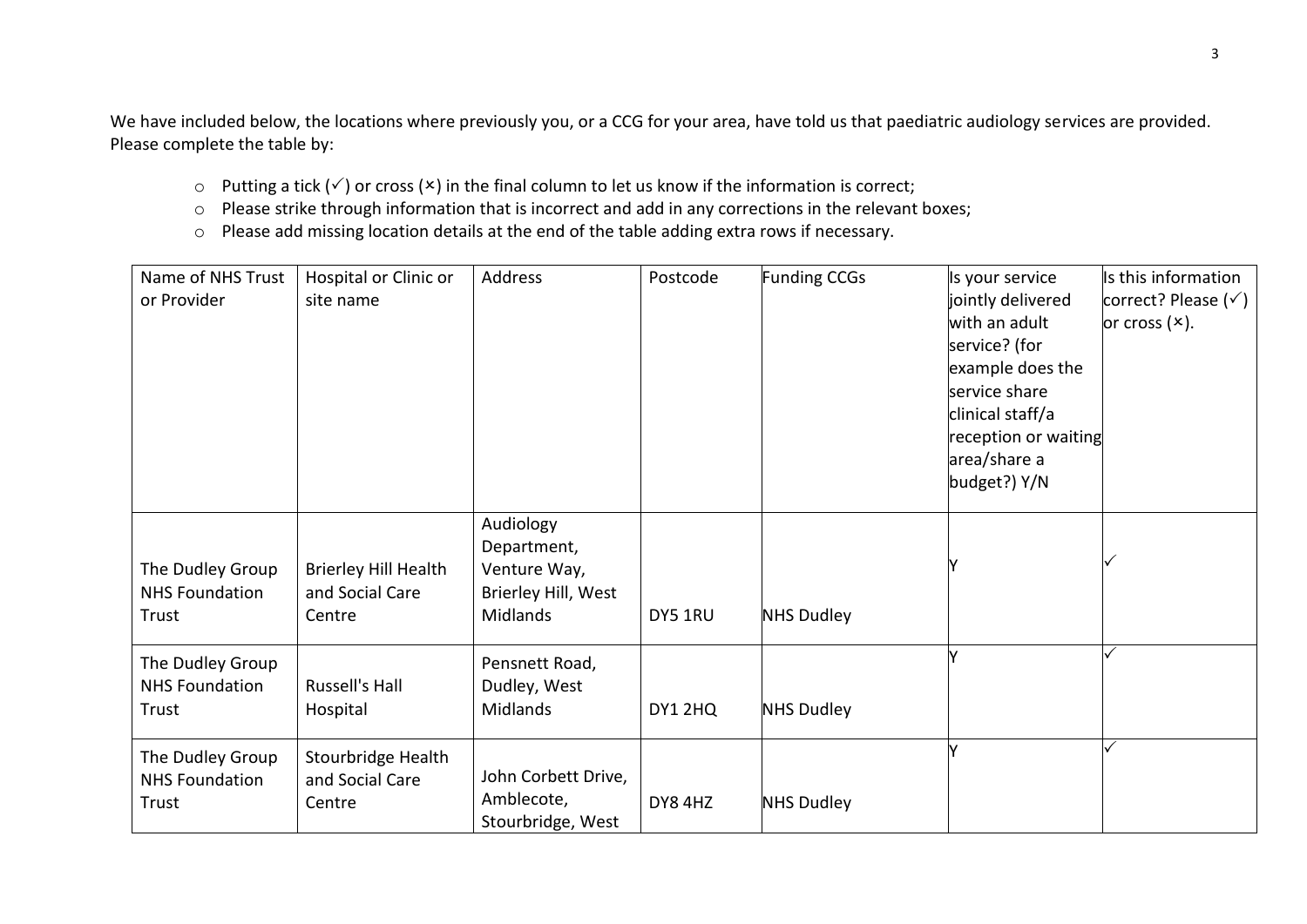We have included below, the locations where previously you, or a CCG for your area, have told us that paediatric audiology services are provided. Please complete the table by:

- Putting a tick (✓) or cross (×) in the final column to let us know if the information is correct;
- Please strike through information that is incorrect and add in any corrections in the relevant boxes;
- Please add missing location details at the end of the table adding extra rows if necessary.

| Name of NHS Trust or Provider | Hospital or Clinic or site name | Address | Postcode | Funding CCGs | Is your service jointly delivered with an adult service? (for example does the service share clinical staff/a reception or waiting area/share a budget?) Y/N | Is this information correct? Please (✓) or cross (×). |
|---|---|---|---|---|---|---|
| The Dudley Group NHS Foundation Trust | Brierley Hill Health and Social Care Centre | Audiology Department, Venture Way, Brierley Hill, West Midlands | DY5 1RU | NHS Dudley | Y | ✓ |
| The Dudley Group NHS Foundation Trust | Russell's Hall Hospital | Pensnett Road, Dudley, West Midlands | DY1 2HQ | NHS Dudley | Y | ✓ |
| The Dudley Group NHS Foundation Trust | Stourbridge Health and Social Care Centre | John Corbett Drive, Amblecote, Stourbridge, West | DY8 4HZ | NHS Dudley | Y | ✓ |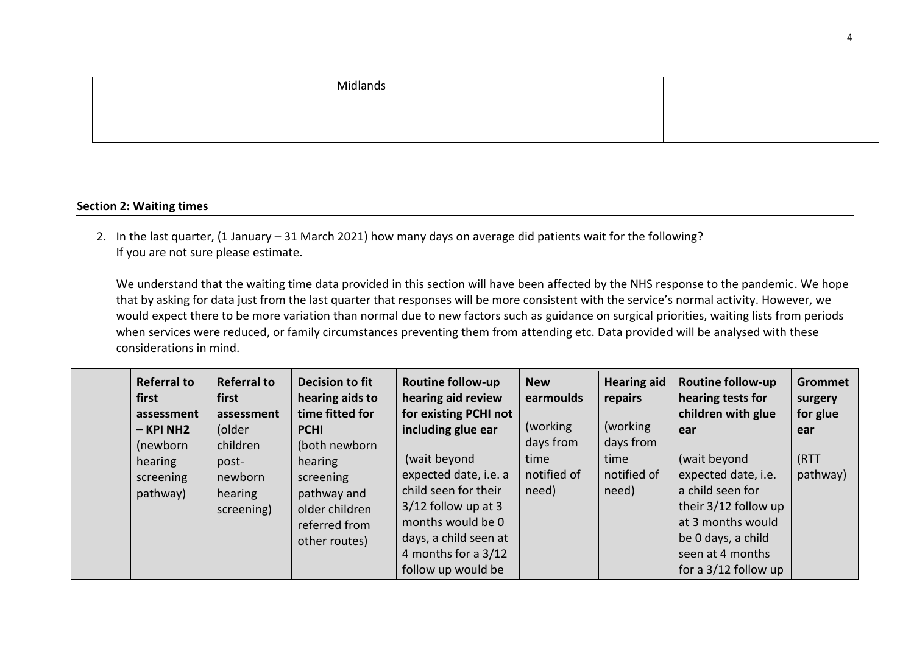| | | Midlands | | | | |
|---|---|---|---|---|---|---|
| | | | | | | |

## Section 2: Waiting times

2. In the last quarter, (1 January – 31 March 2021) how many days on average did patients wait for the following? If you are not sure please estimate.

   We understand that the waiting time data provided in this section will have been affected by the NHS response to the pandemic. We hope that by asking for data just from the last quarter that responses will be more consistent with the service's normal activity. However, we would expect there to be more variation than normal due to new factors such as guidance on surgical priorities, waiting lists from periods when services were reduced, or family circumstances preventing them from attending etc. Data provided will be analysed with these considerations in mind.

| | **Referral to first assessment – KPI NH2** (newborn hearing screening pathway) | **Referral to first assessment** (older children post-newborn hearing screening) | **Decision to fit hearing aids to time fitted for PCHI** (both newborn hearing screening pathway and older children referred from other routes) | **Routine follow-up hearing aid review for existing PCHI not including glue ear** (wait beyond expected date, i.e. a child seen for their 3/12 follow up at 3 months would be 0 days, a child seen at 4 months for a 3/12 follow up would be | **New earmoulds** (working days from time notified of need) | **Hearing aid repairs** (working days from time notified of need) | **Routine follow-up hearing tests for children with glue ear** (wait beyond expected date, i.e. a child seen for their 3/12 follow up at 3 months would be 0 days, a child seen at 4 months for a 3/12 follow up | **Grommet surgery for glue ear** (RTT pathway) |
|---|---|---|---|---|---|---|---|---|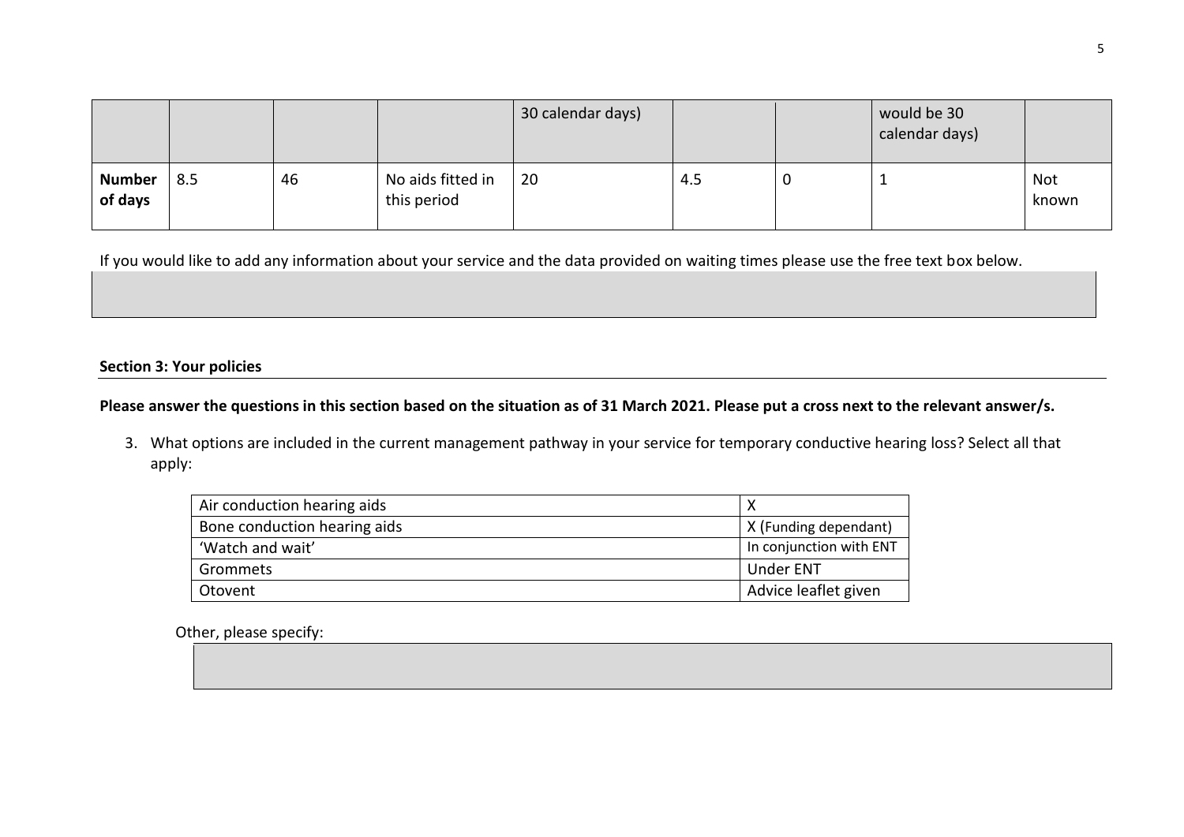| | | | | 30 calendar days) | | | would be 30 calendar days) | |
|---|---|---|---|---|---|---|---|---|
| **Number of days** | 8.5 | 46 | No aids fitted in this period | 20 | 4.5 | 0 | 1 | Not known |

If you would like to add any information about your service and the data provided on waiting times please use the free text box below.

| |
|---|
| |

**Section 3: Your policies**

**Please answer the questions in this section based on the situation as of 31 March 2021. Please put a cross next to the relevant answer/s.**

3. What options are included in the current management pathway in your service for temporary conductive hearing loss? Select all that apply:

| | |
|---|---|
| Air conduction hearing aids | X |
| Bone conduction hearing aids | X (Funding dependant) |
| 'Watch and wait' | In conjunction with ENT |
| Grommets | Under ENT |
| Otovent | Advice leaflet given |

Other, please specify:

| |
|---|
| |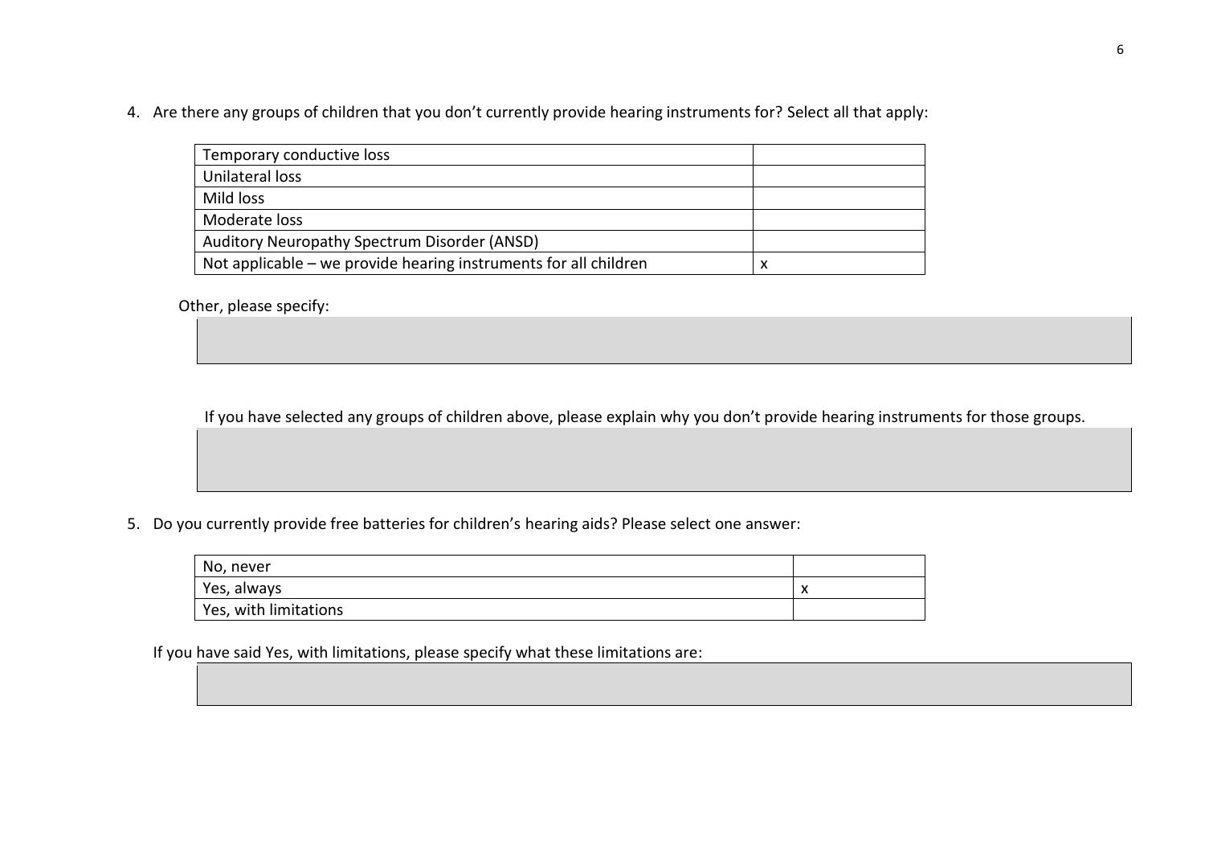4. Are there any groups of children that you don't currently provide hearing instruments for? Select all that apply:

| | |
|---|---|
| Temporary conductive loss | |
| Unilateral loss | |
| Mild loss | |
| Moderate loss | |
| Auditory Neuropathy Spectrum Disorder (ANSD) | |
| Not applicable – we provide hearing instruments for all children | x |

Other, please specify:

If you have selected any groups of children above, please explain why you don't provide hearing instruments for those groups.

5. Do you currently provide free batteries for children's hearing aids? Please select one answer:

| | |
|---|---|
| No, never | |
| Yes, always | x |
| Yes, with limitations | |

If you have said Yes, with limitations, please specify what these limitations are: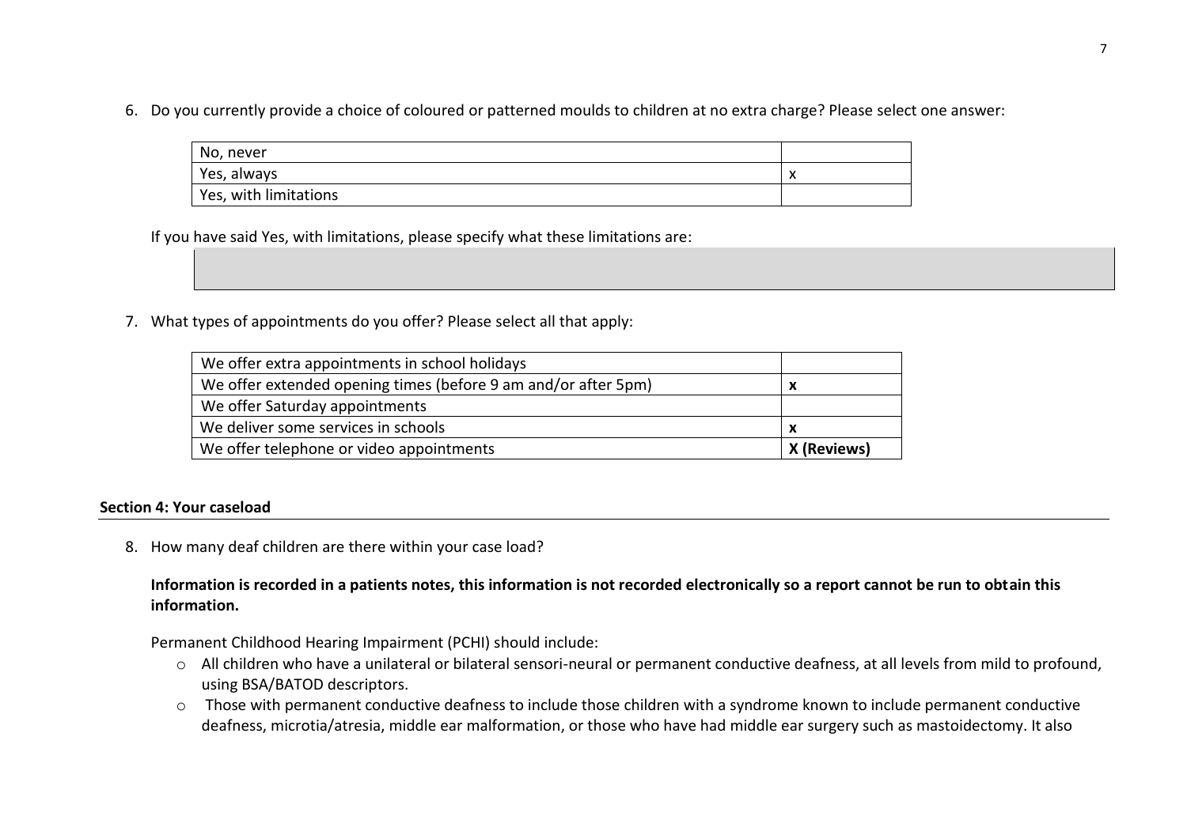6. Do you currently provide a choice of coloured or patterned moulds to children at no extra charge? Please select one answer:

| | |
|---|---|
| No, never | |
| Yes, always | x |
| Yes, with limitations | |

If you have said Yes, with limitations, please specify what these limitations are:

| |
|---|
| |

7. What types of appointments do you offer? Please select all that apply:

| | |
|---|---|
| We offer extra appointments in school holidays | |
| We offer extended opening times (before 9 am and/or after 5pm) | **x** |
| We offer Saturday appointments | |
| We deliver some services in schools | **x** |
| We offer telephone or video appointments | **X (Reviews)** |

**Section 4: Your caseload**

8. How many deaf children are there within your case load?

**Information is recorded in a patients notes, this information is not recorded electronically so a report cannot be run to obtain this information.**

Permanent Childhood Hearing Impairment (PCHI) should include:

- All children who have a unilateral or bilateral sensori-neural or permanent conductive deafness, at all levels from mild to profound, using BSA/BATOD descriptors.
- Those with permanent conductive deafness to include those children with a syndrome known to include permanent conductive deafness, microtia/atresia, middle ear malformation, or those who have had middle ear surgery such as mastoidectomy. It also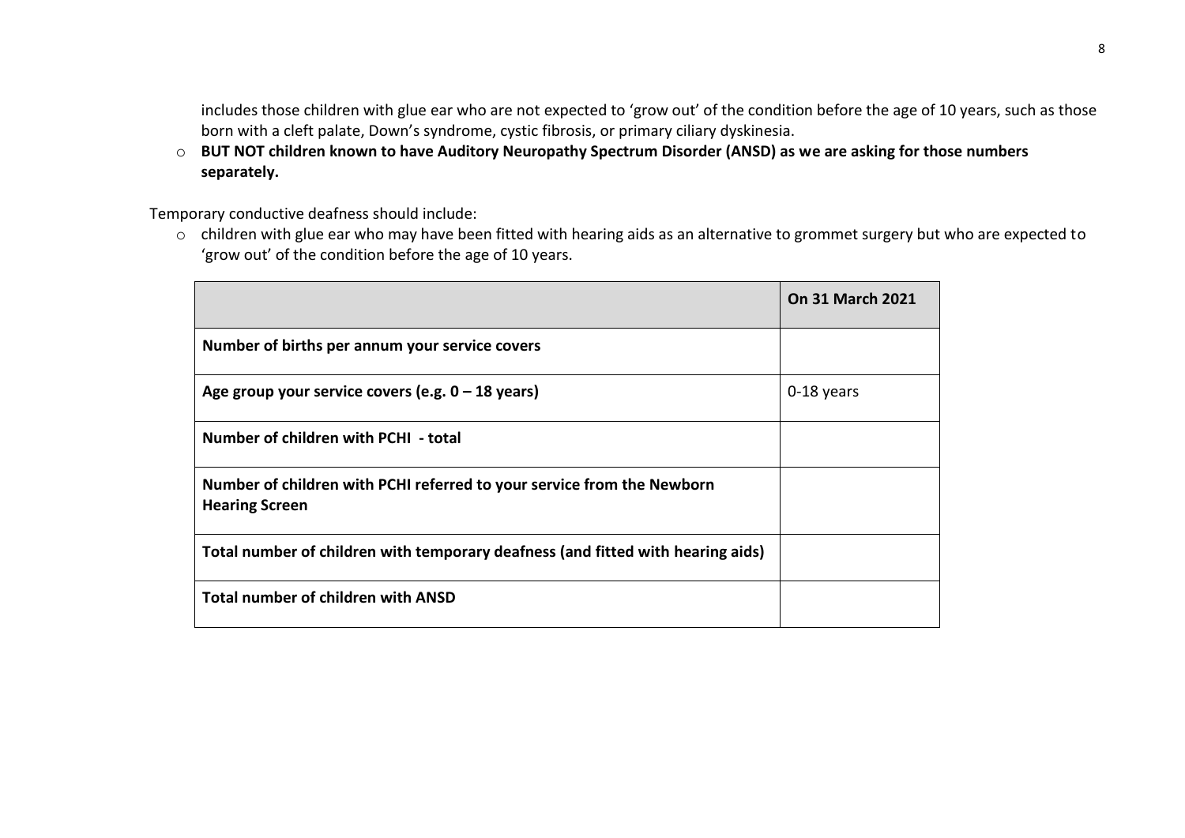includes those children with glue ear who are not expected to 'grow out' of the condition before the age of 10 years, such as those born with a cleft palate, Down's syndrome, cystic fibrosis, or primary ciliary dyskinesia.

- **BUT NOT children known to have Auditory Neuropathy Spectrum Disorder (ANSD) as we are asking for those numbers separately.**

Temporary conductive deafness should include:

- children with glue ear who may have been fitted with hearing aids as an alternative to grommet surgery but who are expected to 'grow out' of the condition before the age of 10 years.

| | **On 31 March 2021** |
|---|---|
| **Number of births per annum your service covers** | |
| **Age group your service covers (e.g. 0 – 18 years)** | 0-18 years |
| **Number of children with PCHI - total** | |
| **Number of children with PCHI referred to your service from the Newborn Hearing Screen** | |
| **Total number of children with temporary deafness (and fitted with hearing aids)** | |
| **Total number of children with ANSD** | |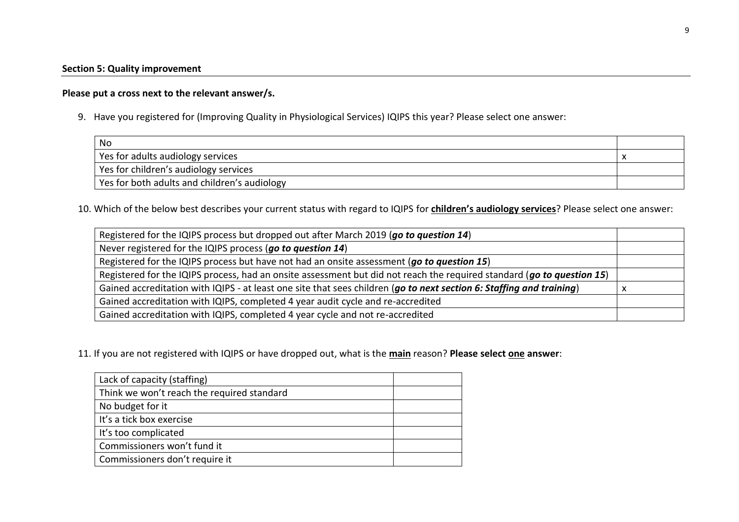**Section 5: Quality improvement**

**Please put a cross next to the relevant answer/s.**

9. Have you registered for (Improving Quality in Physiological Services) IQIPS this year? Please select one answer:

| | |
|---|---|
| No | |
| Yes for adults audiology services | x |
| Yes for children's audiology services | |
| Yes for both adults and children's audiology | |

10. Which of the below best describes your current status with regard to IQIPS for **<u>children's audiology services</u>**? Please select one answer:

| | |
|---|---|
| Registered for the IQIPS process but dropped out after March 2019 (***go to question 14***) | |
| Never registered for the IQIPS process (***go to question 14***) | |
| Registered for the IQIPS process but have not had an onsite assessment (***go to question 15***) | |
| Registered for the IQIPS process, had an onsite assessment but did not reach the required standard (***go to question 15***) | |
| Gained accreditation with IQIPS - at least one site that sees children (***go to next section 6: Staffing and training***) | x |
| Gained accreditation with IQIPS, completed 4 year audit cycle and re-accredited | |
| Gained accreditation with IQIPS, completed 4 year cycle and not re-accredited | |

11. If you are not registered with IQIPS or have dropped out, what is the **<u>main</u>** reason? **Please select <u>one</u> answer**:

| | |
|---|---|
| Lack of capacity (staffing) | |
| Think we won't reach the required standard | |
| No budget for it | |
| It's a tick box exercise | |
| It's too complicated | |
| Commissioners won't fund it | |
| Commissioners don't require it | |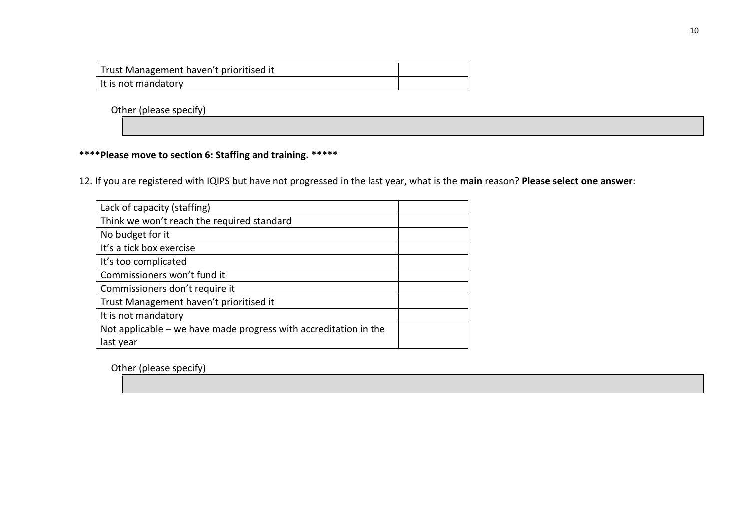| | |
|---|---|
| Trust Management haven't prioritised it | |
| It is not mandatory | |

Other (please specify)

| |
|---|
| |

**\*\*\*\*Please move to section 6: Staffing and training. \*\*\*\*\***

12. If you are registered with IQIPS but have not progressed in the last year, what is the **main** reason? **Please select one answer**:

| | |
|---|---|
| Lack of capacity (staffing) | |
| Think we won't reach the required standard | |
| No budget for it | |
| It's a tick box exercise | |
| It's too complicated | |
| Commissioners won't fund it | |
| Commissioners don't require it | |
| Trust Management haven't prioritised it | |
| It is not mandatory | |
| Not applicable – we have made progress with accreditation in the last year | |

Other (please specify)

| |
|---|
| |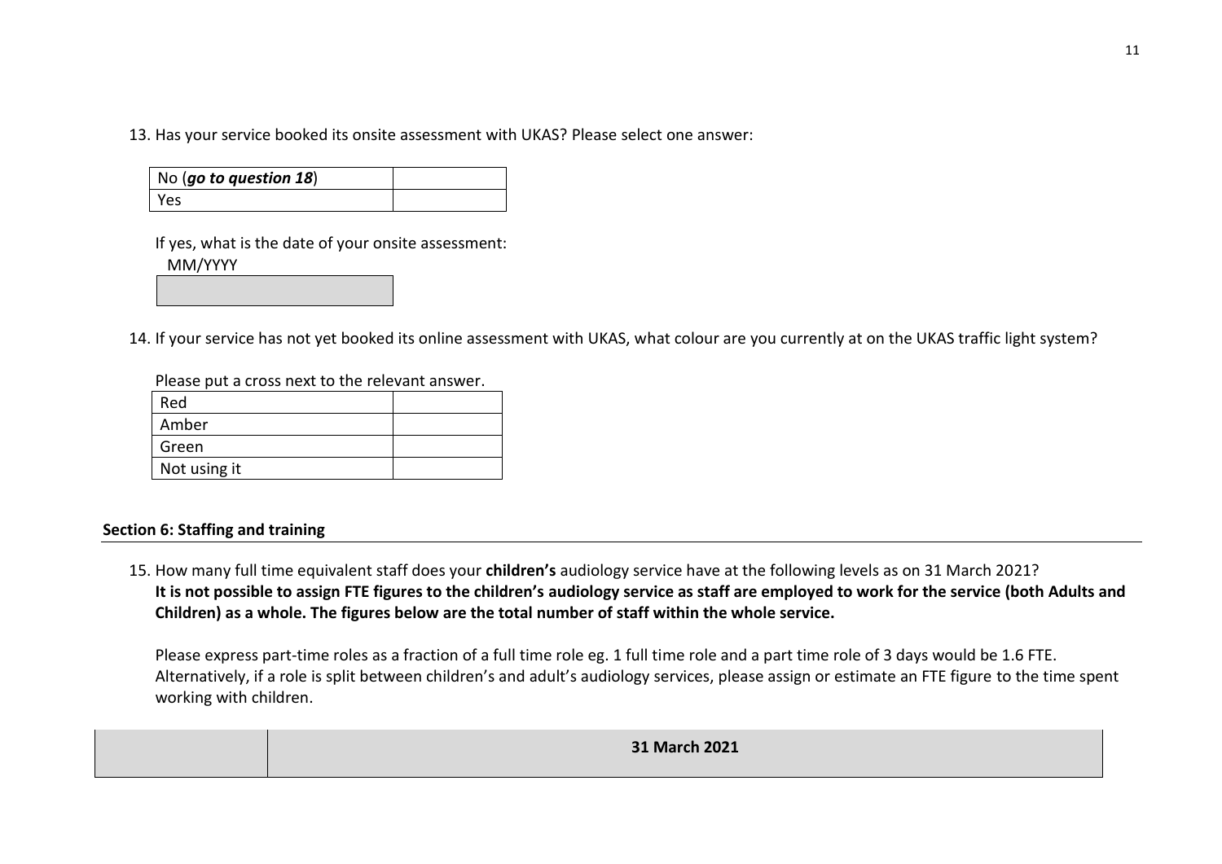13. Has your service booked its onsite assessment with UKAS? Please select one answer:

| No (***go to question 18***) | |
|---|---|
| Yes | |

If yes, what is the date of your onsite assessment:
MM/YYYY

| |
|---|
| |

14. If your service has not yet booked its online assessment with UKAS, what colour are you currently at on the UKAS traffic light system?

Please put a cross next to the relevant answer.

| Red | |
|---|---|
| Amber | |
| Green | |
| Not using it | |

**Section 6: Staffing and training**

15. How many full time equivalent staff does your **children's** audiology service have at the following levels as on 31 March 2021?
**It is not possible to assign FTE figures to the children's audiology service as staff are employed to work for the service (both Adults and Children) as a whole. The figures below are the total number of staff within the whole service.**

Please express part-time roles as a fraction of a full time role eg. 1 full time role and a part time role of 3 days would be 1.6 FTE. Alternatively, if a role is split between children's and adult's audiology services, please assign or estimate an FTE figure to the time spent working with children.

| | **31 March 2021** |
|---|---|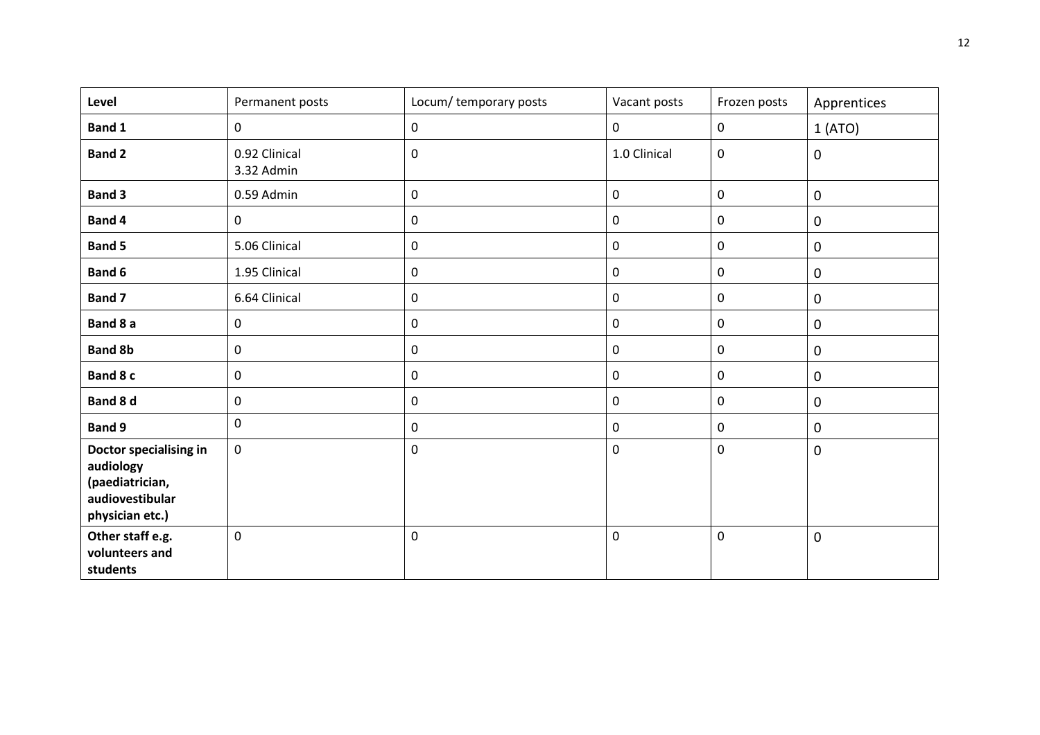| Level | Permanent posts | Locum/ temporary posts | Vacant posts | Frozen posts | Apprentices |
|---|---|---|---|---|---|
| **Band 1** | 0 | 0 | 0 | 0 | 1 (ATO) |
| **Band 2** | 0.92 Clinical<br>3.32 Admin | 0 | 1.0 Clinical | 0 | 0 |
| **Band 3** | 0.59 Admin | 0 | 0 | 0 | 0 |
| **Band 4** | 0 | 0 | 0 | 0 | 0 |
| **Band 5** | 5.06 Clinical | 0 | 0 | 0 | 0 |
| **Band 6** | 1.95 Clinical | 0 | 0 | 0 | 0 |
| **Band 7** | 6.64 Clinical | 0 | 0 | 0 | 0 |
| **Band 8 a** | 0 | 0 | 0 | 0 | 0 |
| **Band 8b** | 0 | 0 | 0 | 0 | 0 |
| **Band 8 c** | 0 | 0 | 0 | 0 | 0 |
| **Band 8 d** | 0 | 0 | 0 | 0 | 0 |
| **Band 9** | 0 | 0 | 0 | 0 | 0 |
| **Doctor specialising in audiology (paediatrician, audiovestibular physician etc.)** | 0 | 0 | 0 | 0 | 0 |
| **Other staff e.g. volunteers and students** | 0 | 0 | 0 | 0 | 0 |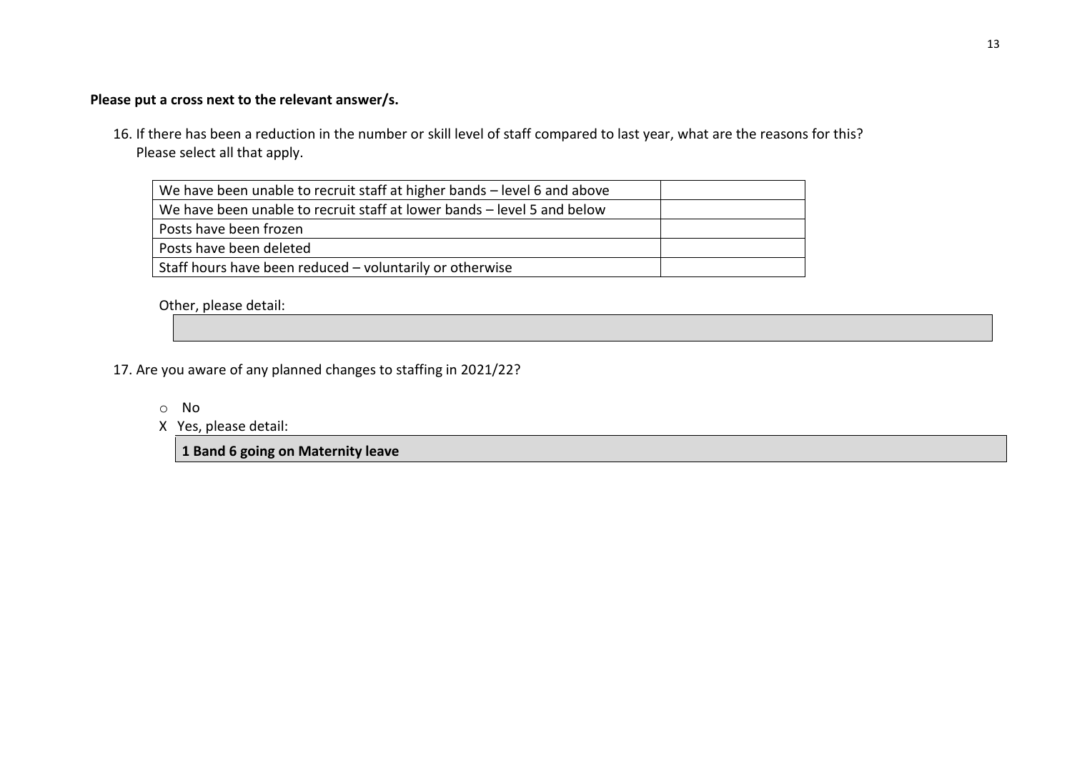**Please put a cross next to the relevant answer/s.**

16. If there has been a reduction in the number or skill level of staff compared to last year, what are the reasons for this? Please select all that apply.

| | |
|---|---|
| We have been unable to recruit staff at higher bands – level 6 and above | |
| We have been unable to recruit staff at lower bands – level 5 and below | |
| Posts have been frozen | |
| Posts have been deleted | |
| Staff hours have been reduced – voluntarily or otherwise | |

Other, please detail:

17. Are you aware of any planned changes to staffing in 2021/22?

- o No
- X Yes, please detail:

**1 Band 6 going on Maternity leave**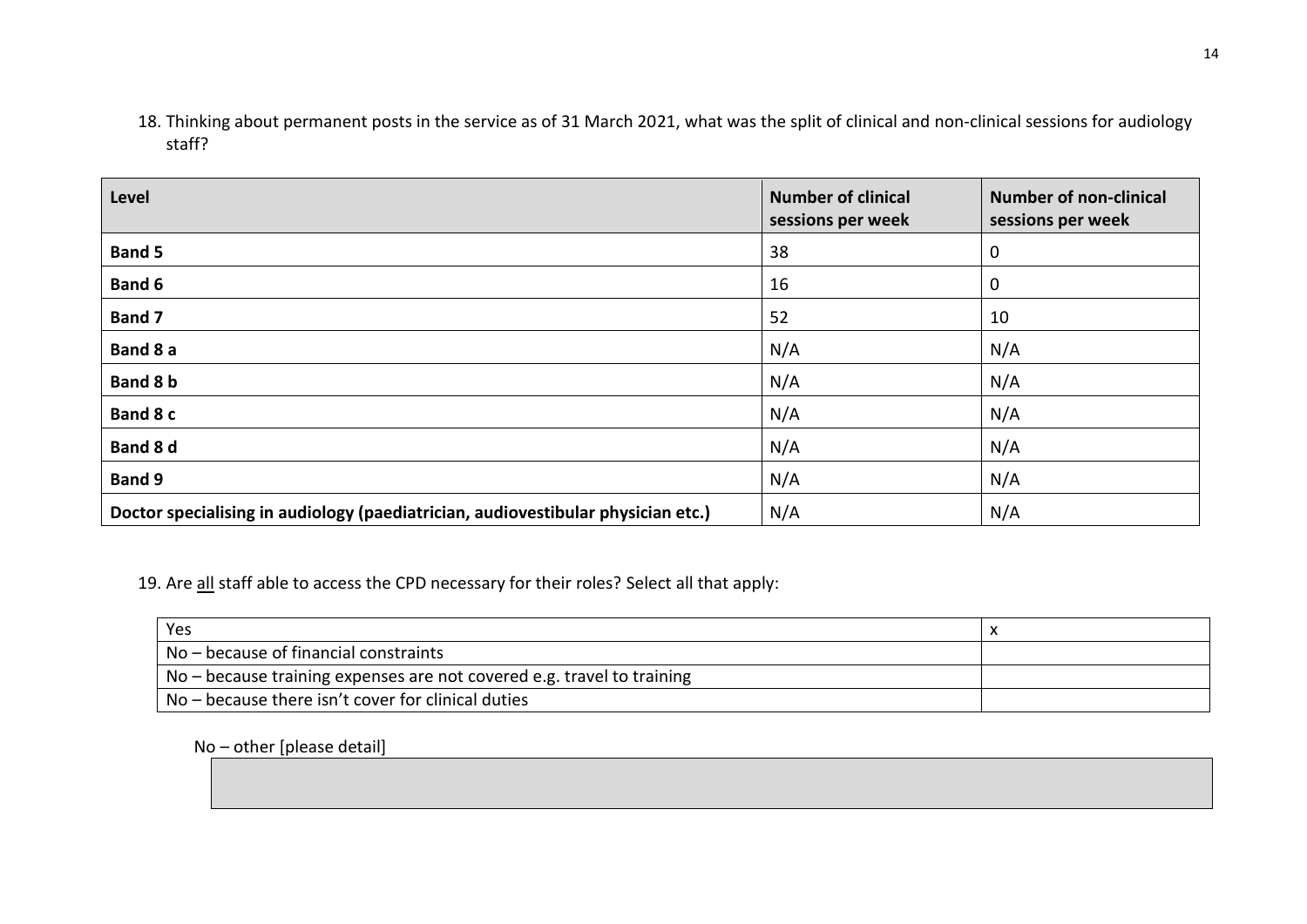18. Thinking about permanent posts in the service as of 31 March 2021, what was the split of clinical and non-clinical sessions for audiology staff?

| Level | Number of clinical sessions per week | Number of non-clinical sessions per week |
|---|---|---|
| **Band 5** | 38 | 0 |
| **Band 6** | 16 | 0 |
| **Band 7** | 52 | 10 |
| **Band 8 a** | N/A | N/A |
| **Band 8 b** | N/A | N/A |
| **Band 8 c** | N/A | N/A |
| **Band 8 d** | N/A | N/A |
| **Band 9** | N/A | N/A |
| **Doctor specialising in audiology (paediatrician, audiovestibular physician etc.)** | N/A | N/A |

19. Are all staff able to access the CPD necessary for their roles? Select all that apply:

| | |
|---|---|
| Yes | x |
| No – because of financial constraints | |
| No – because training expenses are not covered e.g. travel to training | |
| No – because there isn't cover for clinical duties | |

No – other [please detail]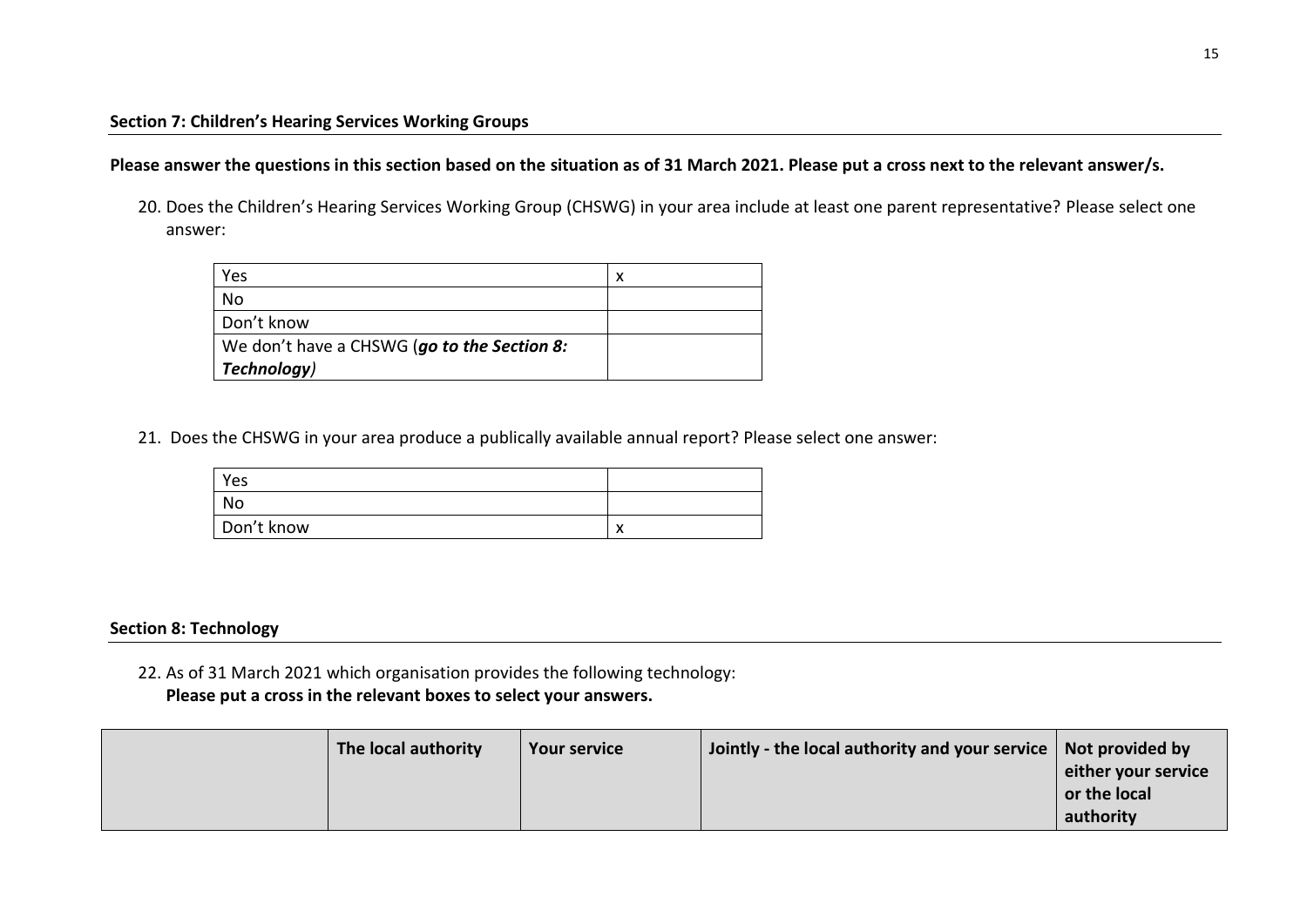### Section 7: Children's Hearing Services Working Groups

**Please answer the questions in this section based on the situation as of 31 March 2021. Please put a cross next to the relevant answer/s.**

20. Does the Children's Hearing Services Working Group (CHSWG) in your area include at least one parent representative? Please select one answer:

| | |
|---|---|
| Yes | x |
| No | |
| Don't know | |
| We don't have a CHSWG (***go to the Section 8: Technology***) | |

21. Does the CHSWG in your area produce a publically available annual report? Please select one answer:

| | |
|---|---|
| Yes | |
| No | |
| Don't know | x |

### Section 8: Technology

22. As of 31 March 2021 which organisation provides the following technology:
**Please put a cross in the relevant boxes to select your answers.**

| | The local authority | Your service | Jointly - the local authority and your service | Not provided by either your service or the local authority |
|---|---|---|---|---|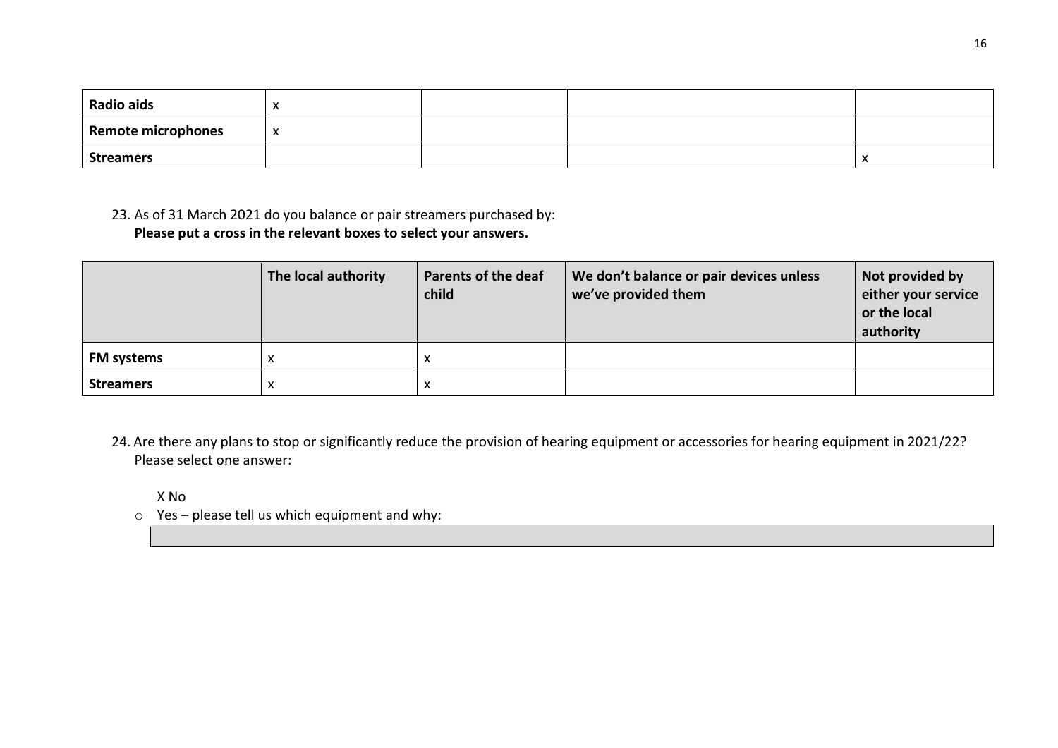| | | | | |
|---|---|---|---|---|
| **Radio aids** | x | | | |
| **Remote microphones** | x | | | |
| **Streamers** | | | | x |

23. As of 31 March 2021 do you balance or pair streamers purchased by:
**Please put a cross in the relevant boxes to select your answers.**

| | **The local authority** | **Parents of the deaf child** | **We don't balance or pair devices unless we've provided them** | **Not provided by either your service or the local authority** |
|---|---|---|---|---|
| **FM systems** | x | x | | |
| **Streamers** | x | x | | |

24. Are there any plans to stop or significantly reduce the provision of hearing equipment or accessories for hearing equipment in 2021/22? Please select one answer:

X No

- Yes – please tell us which equipment and why: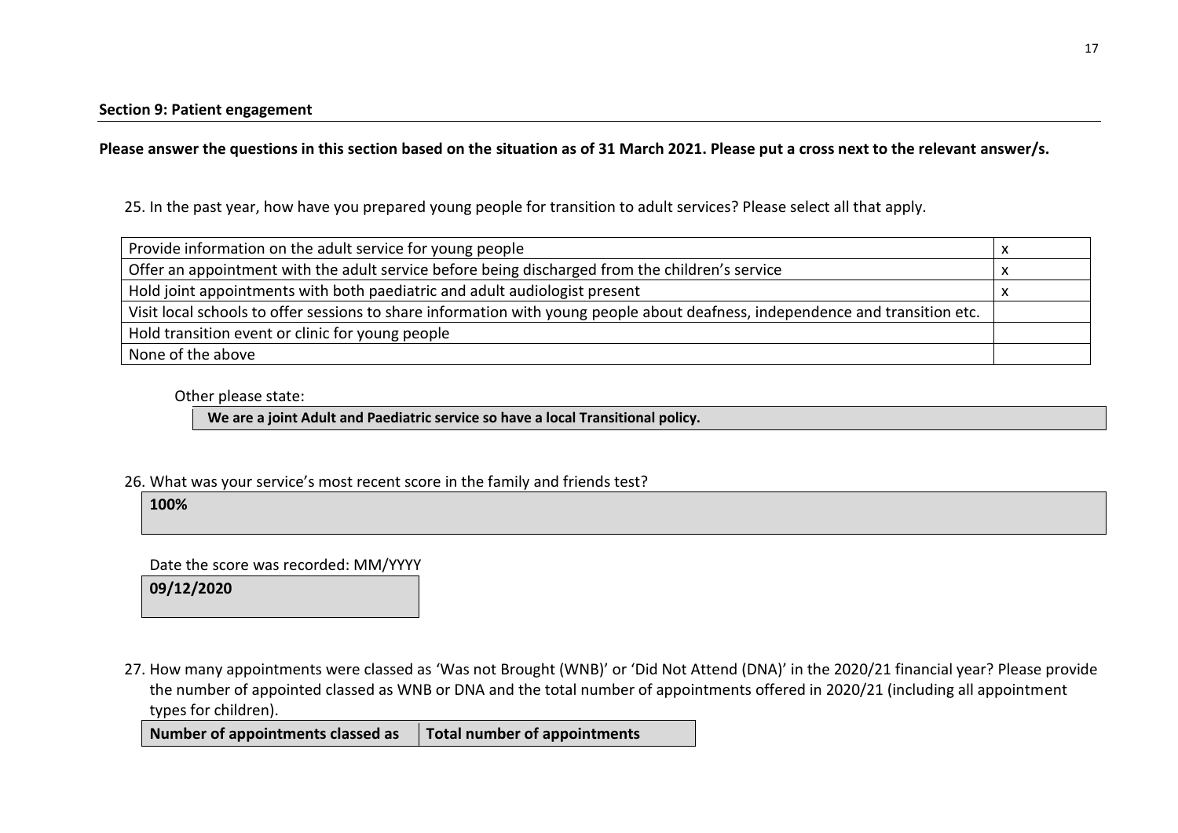**Section 9: Patient engagement**

**Please answer the questions in this section based on the situation as of 31 March 2021. Please put a cross next to the relevant answer/s.**

25. In the past year, how have you prepared young people for transition to adult services? Please select all that apply.

| | |
|---|---|
| Provide information on the adult service for young people | x |
| Offer an appointment with the adult service before being discharged from the children's service | x |
| Hold joint appointments with both paediatric and adult audiologist present | x |
| Visit local schools to offer sessions to share information with young people about deafness, independence and transition etc. | |
| Hold transition event or clinic for young people | |
| None of the above | |

Other please state:

**We are a joint Adult and Paediatric service so have a local Transitional policy.**

26. What was your service's most recent score in the family and friends test?

**100%**

Date the score was recorded: MM/YYYY

**09/12/2020**

27. How many appointments were classed as 'Was not Brought (WNB)' or 'Did Not Attend (DNA)' in the 2020/21 financial year? Please provide the number of appointed classed as WNB or DNA and the total number of appointments offered in 2020/21 (including all appointment types for children).

| Number of appointments classed as | Total number of appointments |
|---|---|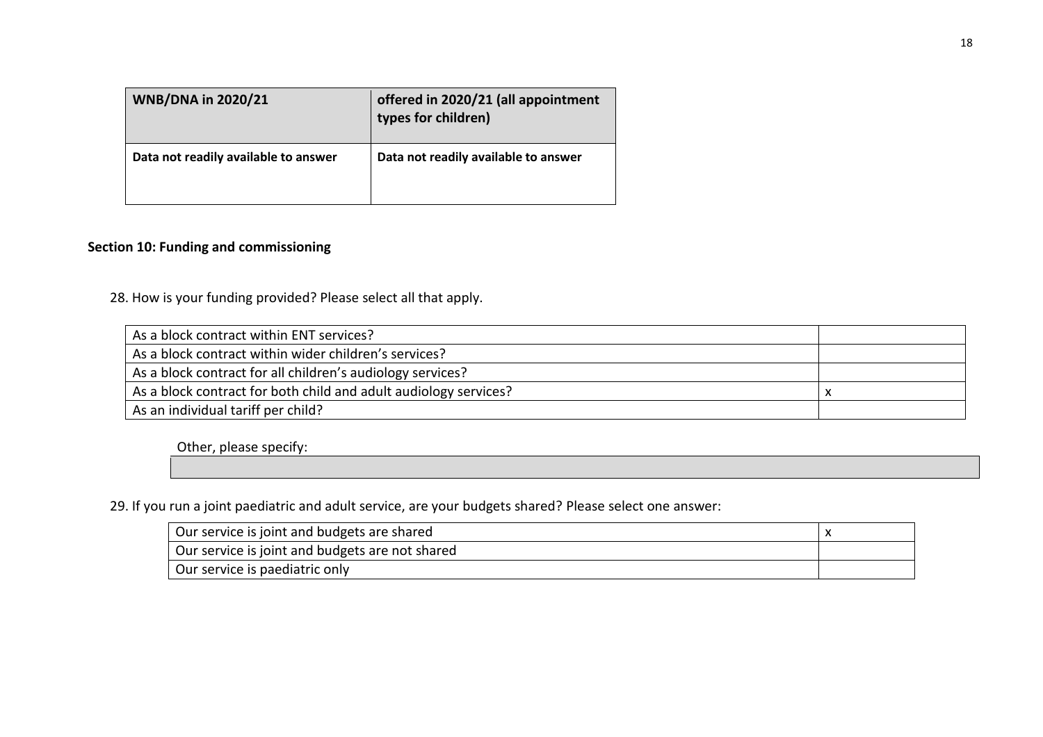| WNB/DNA in 2020/21 | offered in 2020/21 (all appointment types for children) |
| --- | --- |
| Data not readily available to answer | Data not readily available to answer |

**Section 10: Funding and commissioning**

28. How is your funding provided? Please select all that apply.

| | |
| --- | --- |
| As a block contract within ENT services? | |
| As a block contract within wider children's services? | |
| As a block contract for all children's audiology services? | |
| As a block contract for both child and adult audiology services? | x |
| As an individual tariff per child? | |

Other, please specify:

29. If you run a joint paediatric and adult service, are your budgets shared? Please select one answer:

| | |
| --- | --- |
| Our service is joint and budgets are shared | x |
| Our service is joint and budgets are not shared | |
| Our service is paediatric only | |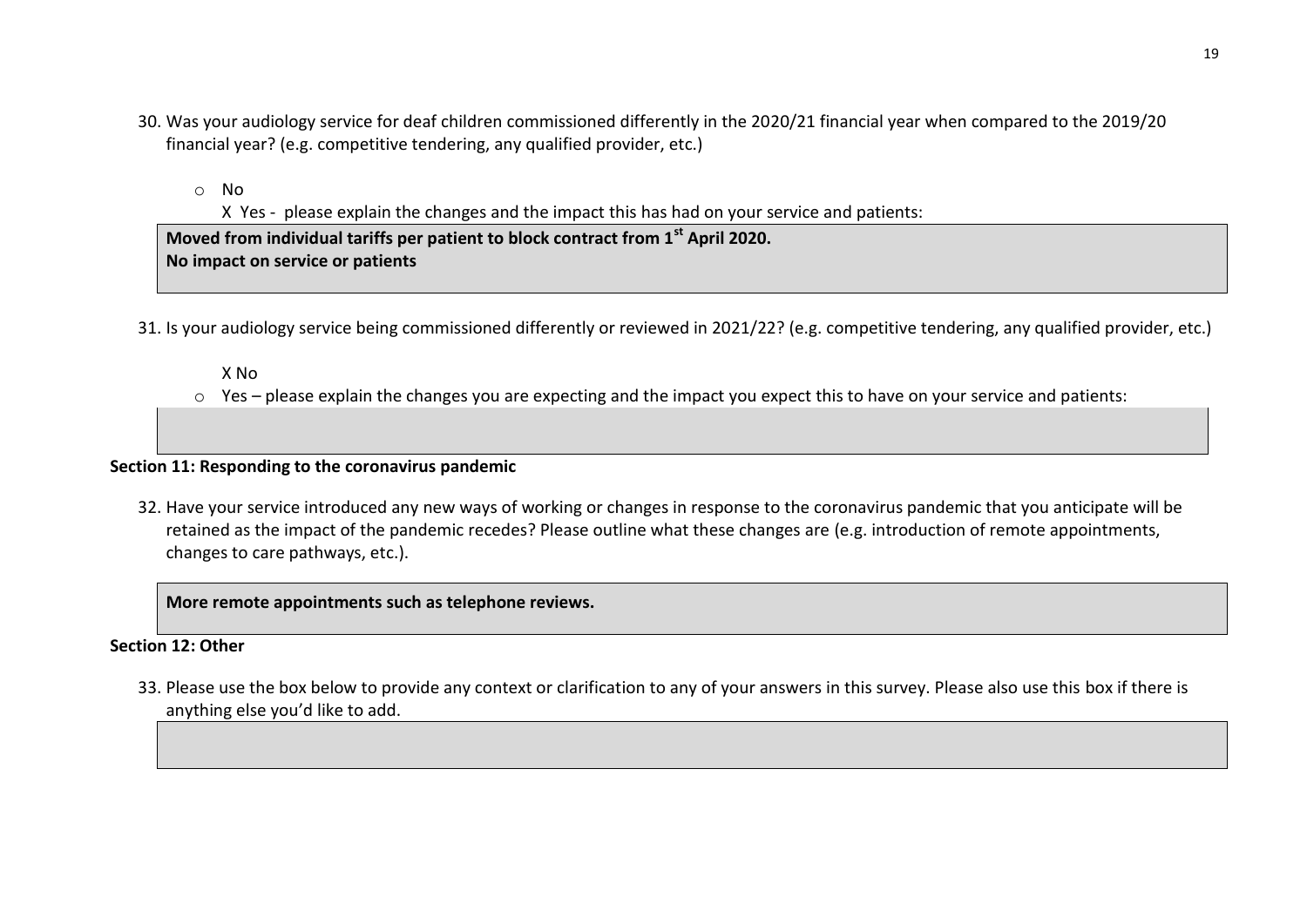30. Was your audiology service for deaf children commissioned differently in the 2020/21 financial year when compared to the 2019/20 financial year? (e.g. competitive tendering, any qualified provider, etc.)

   - No
   - X Yes - please explain the changes and the impact this has had on your service and patients:

**Moved from individual tariffs per patient to block contract from 1st April 2020.**
**No impact on service or patients**

31. Is your audiology service being commissioned differently or reviewed in 2021/22? (e.g. competitive tendering, any qualified provider, etc.)

   - X No
   - Yes – please explain the changes you are expecting and the impact you expect this to have on your service and patients:

## Section 11: Responding to the coronavirus pandemic

32. Have your service introduced any new ways of working or changes in response to the coronavirus pandemic that you anticipate will be retained as the impact of the pandemic recedes? Please outline what these changes are (e.g. introduction of remote appointments, changes to care pathways, etc.).

**More remote appointments such as telephone reviews.**

## Section 12: Other

33. Please use the box below to provide any context or clarification to any of your answers in this survey. Please also use this box if there is anything else you'd like to add.